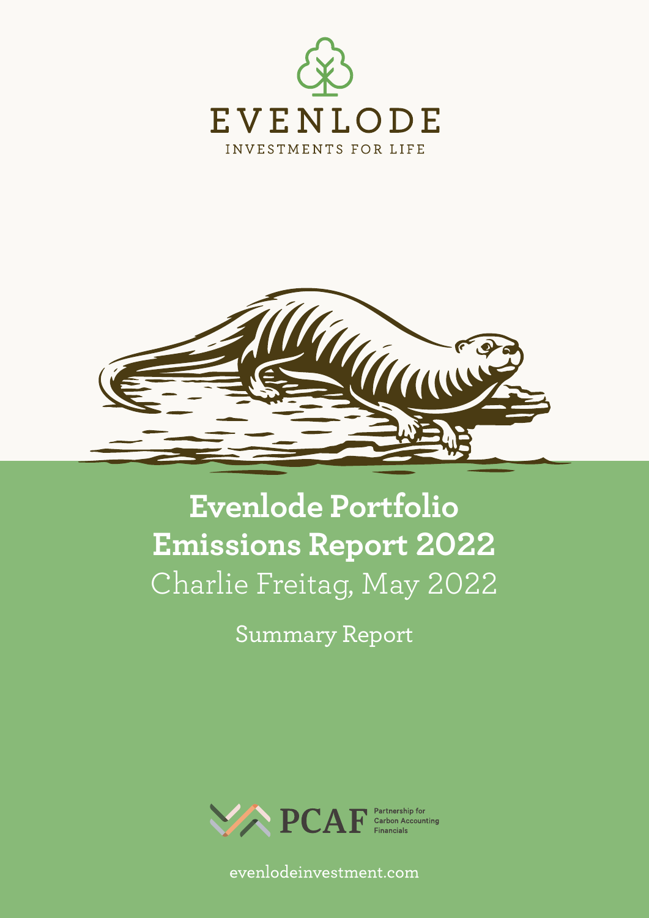EVENLODE

INVESTMENTS FOR LIFE

# Evenlode Portfolio Emissions Report 2022

Charlie Freitag, May 2022

Summary Report

PCAF Partnership for Carbon Accounting Financials

evenlodeinvestment.com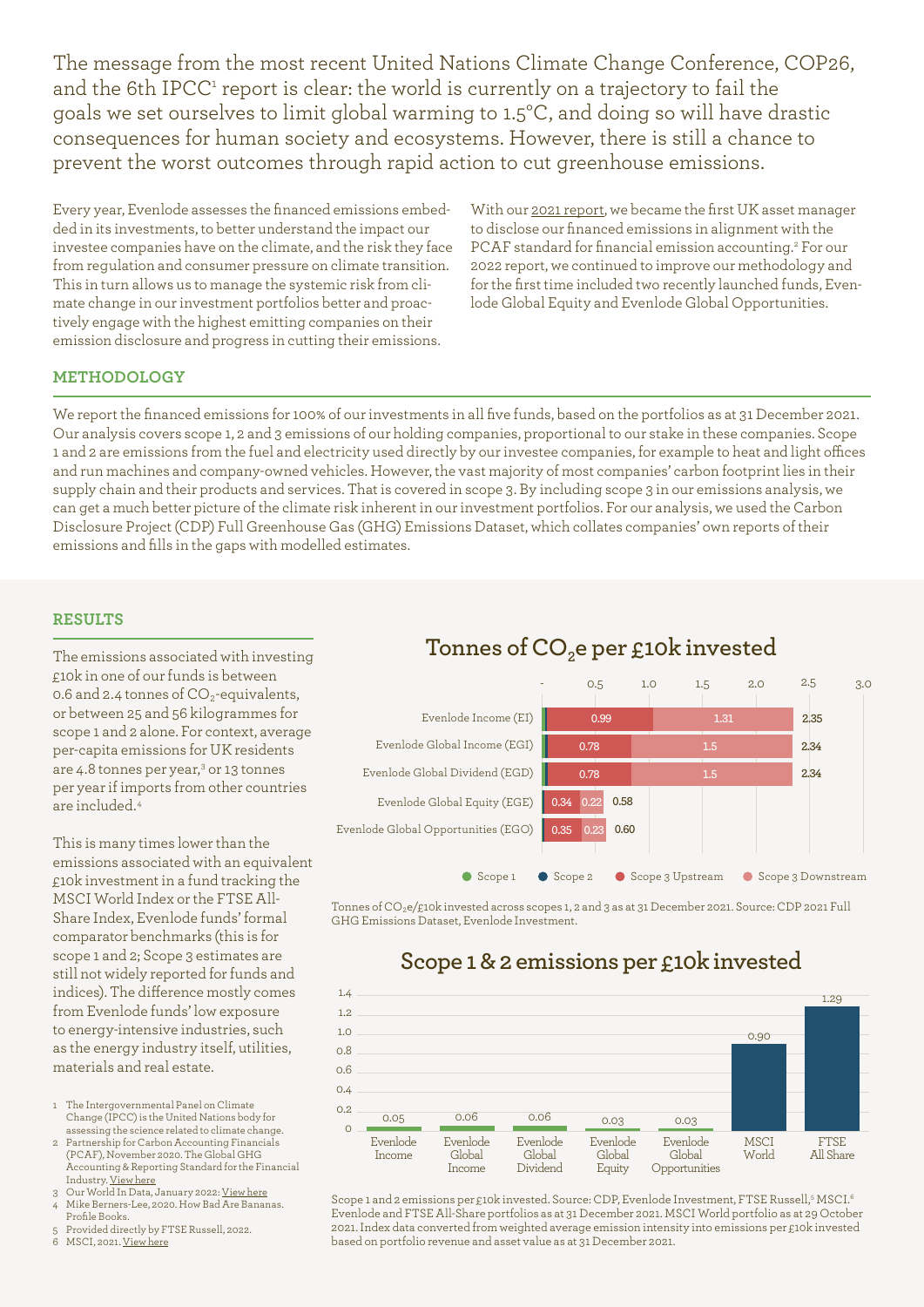The message from the most recent United Nations Climate Change Conference, COP26, and the 6th IPCC[1] report is clear: the world is currently on a trajectory to fail the goals we set ourselves to limit global warming to 1.5°C, and doing so will have drastic consequences for human society and ecosystems. However, there is still a chance to prevent the worst outcomes through rapid action to cut greenhouse emissions.

Every year, Evenlode assesses the financed emissions embedded in its investments, to better understand the impact our investee companies have on the climate, and the risk they face from regulation and consumer pressure on climate transition. This in turn allows us to manage the systemic risk from climate change in our investment portfolios better and proactively engage with the highest emitting companies on their emission disclosure and progress in cutting their emissions.

With our 2021 report, we became the first UK asset manager to disclose our financed emissions in alignment with the PCAF standard for financial emission accounting.[2] For our 2022 report, we continued to improve our methodology and for the first time included two recently launched funds, Evenlode Global Equity and Evenlode Global Opportunities.

## METHODOLOGY

We report the financed emissions for 100% of our investments in all five funds, based on the portfolios as at 31 December 2021. Our analysis covers scope 1, 2 and 3 emissions of our holding companies, proportional to our stake in these companies. Scope 1 and 2 are emissions from the fuel and electricity used directly by our investee companies, for example to heat and light offices and run machines and company-owned vehicles. However, the vast majority of most companies' carbon footprint lies in their supply chain and their products and services. That is covered in scope 3. By including scope 3 in our emissions analysis, we can get a much better picture of the climate risk inherent in our investment portfolios. For our analysis, we used the Carbon Disclosure Project (CDP) Full Greenhouse Gas (GHG) Emissions Dataset, which collates companies' own reports of their emissions and fills in the gaps with modelled estimates.

## RESULTS

The emissions associated with investing £10k in one of our funds is between 0.6 and 2.4 tonnes of $CO_2$-equivalents, or between 25 and 56 kilogrammes for scope 1 and 2 alone. For context, average per-capita emissions for UK residents are 4.8 tonnes per year,[3] or 13 tonnes per year if imports from other countries are included.[4]

This is many times lower than the emissions associated with an equivalent £10k investment in a fund tracking the MSCI World Index or the FTSE All-Share Index, Evenlode funds' formal comparator benchmarks (this is for scope 1 and 2; Scope 3 estimates are still not widely reported for funds and indices). The difference mostly comes from Evenlode funds' low exposure to energy-intensive industries, such as the energy industry itself, utilities, materials and real estate.

### Tonnes of $CO_2$e per £10k invested

| Fund | Scope 3 Upstream | Scope 3 Downstream | Total |
|---|---|---|---|
| Evenlode Income (EI) | 0.99 | 1.31 | 2.35 |
| Evenlode Global Income (EGI) | 0.78 | 1.5 | 2.34 |
| Evenlode Global Dividend (EGD) | 0.78 | 1.5 | 2.34 |
| Evenlode Global Equity (EGE) | 0.34 | 0.22 | 0.58 |
| Evenlode Global Opportunities (EGO) | 0.35 | 0.23 | 0.60 |

Legend: Scope 1, Scope 2, Scope 3 Upstream, Scope 3 Downstream

Tonnes of $CO_2$e/£10k invested across scopes 1, 2 and 3 as at 31 December 2021. Source: CDP 2021 Full GHG Emissions Dataset, Evenlode Investment.

### Scope 1 & 2 emissions per £10k invested

| Fund | Emissions |
|---|---|
| Evenlode Income | 0.05 |
| Evenlode Global Income | 0.06 |
| Evenlode Global Dividend | 0.06 |
| Evenlode Global Equity | 0.03 |
| Evenlode Global Opportunities | 0.03 |
| MSCI World | 0.90 |
| FTSE All Share | 1.29 |

Scope 1 and 2 emissions per £10k invested. Source: CDP, Evenlode Investment, FTSE Russell,[5] MSCI.[6] Evenlode and FTSE All-Share portfolios as at 31 December 2021. MSCI World portfolio as at 29 October 2021. Index data converted from weighted average emission intensity into emissions per £10k invested based on portfolio revenue and asset value as at 31 December 2021.

---

1 The Intergovernmental Panel on Climate Change (IPCC) is the United Nations body for assessing the science related to climate change.
2 Partnership for Carbon Accounting Financials (PCAF), November 2020. The Global GHG Accounting & Reporting Standard for the Financial Industry. View here
3 Our World In Data, January 2022: View here
4 Mike Berners-Lee, 2020. How Bad Are Bananas. Profile Books.
5 Provided directly by FTSE Russell, 2022.
6 MSCI, 2021. View here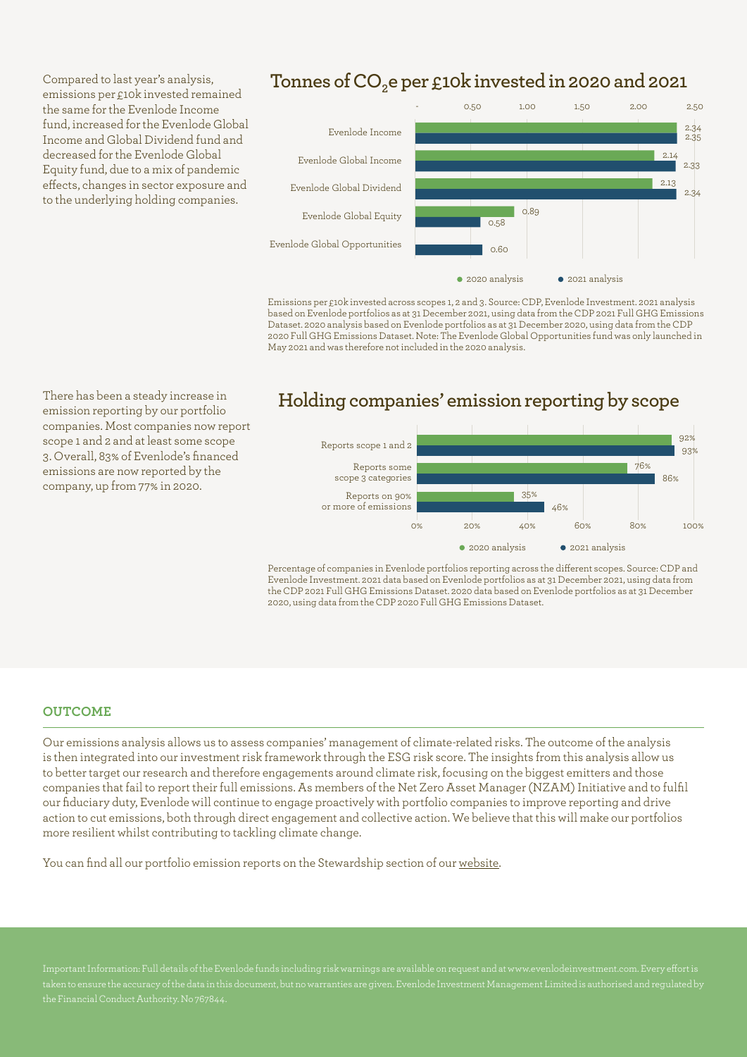Compared to last year's analysis, emissions per £10k invested remained the same for the Evenlode Income fund, increased for the Evenlode Global Income and Global Dividend fund and decreased for the Evenlode Global Equity fund, due to a mix of pandemic effects, changes in sector exposure and to the underlying holding companies.

## Tonnes of $CO_2$e per £10k invested in 2020 and 2021

- 0.50 1.00 1.50 2.00 2.50

Evenlode Income 2.34 2.35

Evenlode Global Income 2.14 2.33

Evenlode Global Dividend 2.13 2.34

Evenlode Global Equity 0.89 0.58

Evenlode Global Opportunities 0.60

● 2020 analysis ● 2021 analysis

Emissions per £10k invested across scopes 1, 2 and 3. Source: CDP, Evenlode Investment. 2021 analysis based on Evenlode portfolios as at 31 December 2021, using data from the CDP 2021 Full GHG Emissions Dataset. 2020 analysis based on Evenlode portfolios as at 31 December 2020, using data from the CDP 2020 Full GHG Emissions Dataset. Note: The Evenlode Global Opportunities fund was only launched in May 2021 and was therefore not included in the 2020 analysis.

There has been a steady increase in emission reporting by our portfolio companies. Most companies now report scope 1 and 2 and at least some scope 3. Overall, 83% of Evenlode's financed emissions are now reported by the company, up from 77% in 2020.

## Holding companies' emission reporting by scope

Reports scope 1 and 2 92% 93%

Reports some scope 3 categories 76% 86%

Reports on 90% or more of emissions 35% 46%

0% 20% 40% 60% 80% 100%

● 2020 analysis ● 2021 analysis

Percentage of companies in Evenlode portfolios reporting across the different scopes. Source: CDP and Evenlode Investment. 2021 data based on Evenlode portfolios as at 31 December 2021, using data from the CDP 2021 Full GHG Emissions Dataset. 2020 data based on Evenlode portfolios as at 31 December 2020, using data from the CDP 2020 Full GHG Emissions Dataset.

## OUTCOME

Our emissions analysis allows us to assess companies' management of climate-related risks. The outcome of the analysis is then integrated into our investment risk framework through the ESG risk score. The insights from this analysis allow us to better target our research and therefore engagements around climate risk, focusing on the biggest emitters and those companies that fail to report their full emissions. As members of the Net Zero Asset Manager (NZAM) Initiative and to fulfil our fiduciary duty, Evenlode will continue to engage proactively with portfolio companies to improve reporting and drive action to cut emissions, both through direct engagement and collective action. We believe that this will make our portfolios more resilient whilst contributing to tackling climate change.

You can find all our portfolio emission reports on the Stewardship section of our website.

Important Information: Full details of the Evenlode funds including risk warnings are available on request and at www.evenlodeinvestment.com. Every effort is taken to ensure the accuracy of the data in this document, but no warranties are given. Evenlode Investment Management Limited is authorised and regulated by the Financial Conduct Authority. No 767844.